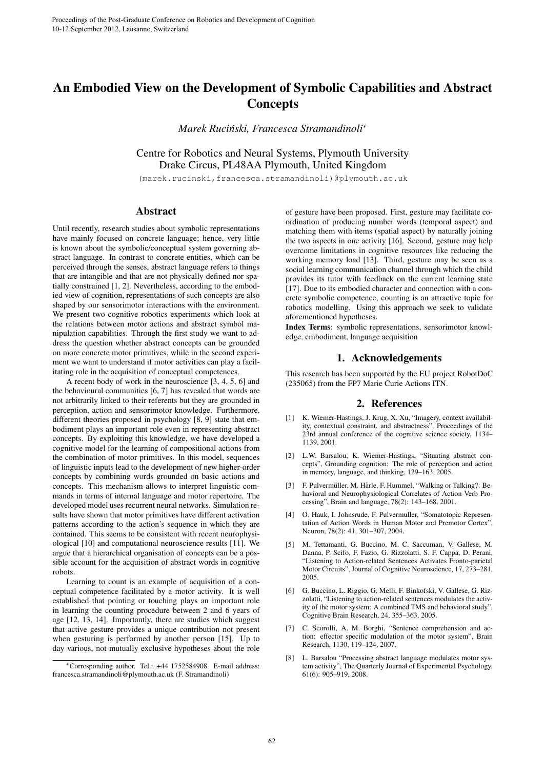# An Embodied View on the Development of Symbolic Capabilities and Abstract Concepts

*Marek Ruciński, Francesca Stramandinoli**

Centre for Robotics and Neural Systems, Plymouth University
Drake Circus, PL48AA Plymouth, United Kingdom

(marek.rucinski,francesca.stramandinoli)@plymouth.ac.uk

## Abstract

Until recently, research studies about symbolic representations have mainly focused on concrete language; hence, very little is known about the symbolic/conceptual system governing abstract language. In contrast to concrete entities, which can be perceived through the senses, abstract language refers to things that are intangible and that are not physically defined nor spatially constrained [1, 2]. Nevertheless, according to the embodied view of cognition, representations of such concepts are also shaped by our sensorimotor interactions with the environment. We present two cognitive robotics experiments which look at the relations between motor actions and abstract symbol manipulation capabilities. Through the first study we want to adress the question whether abstract concepts can be grounded on more concrete motor primitives, while in the second experiment we want to understand if motor activities can play a facilitating role in the acquisition of conceptual competences.

A recent body of work in the neuroscience [3, 4, 5, 6] and the behavioural communities [6, 7] has revealed that words are not arbitrarily linked to their referents but they are grounded in perception, action and sensorimotor knowledge. Furthermore, different theories proposed in psychology [8, 9] state that embodiment plays an important role even in representing abstract concepts. By exploiting this knowledge, we have developed a cognitive model for the learning of compositional actions from the combination of motor primitives. In this model, sequences of linguistic inputs lead to the development of new higher-order concepts by combining words grounded on basic actions and concepts. This mechanism allows to interpret linguistic commands in terms of internal language and motor repertoire. The developed model uses recurrent neural networks. Simulation results have shown that motor primitives have different activation patterns according to the action's sequence in which they are contained. This seems to be consistent with recent neurophysiological [10] and computational neuroscience results [11]. We argue that a hierarchical organisation of concepts can be a possible account for the acquisition of abstract words in cognitive robots.

Learning to count is an example of acquisition of a conceptual competence facilitated by a motor activity. It is well established that pointing or touching plays an important role in learning the counting procedure between 2 and 6 years of age [12, 13, 14]. Importantly, there are studies which suggest that active gesture provides a unique contribution not present when gesturing is performed by another person [15]. Up to day various, not mutually exclusive hypotheses about the role of gesture have been proposed. First, gesture may facilitate coordination of producing number words (temporal aspect) and matching them with items (spatial aspect) by naturally joining the two aspects in one activity [16]. Second, gesture may help overcome limitations in cognitive resources like reducing the working memory load [13]. Third, gesture may be seen as a social learning communication channel through which the child provides its tutor with feedback on the current learning state [17]. Due to its embodied character and connection with a concrete symbolic competence, counting is an attractive topic for robotics modelling. Using this approach we seek to validate aforementioned hypotheses.

**Index Terms**: symbolic representations, sensorimotor knowledge, embodiment, language acquisition

## 1. Acknowledgements

This research has been supported by the EU project RobotDoC (235065) from the FP7 Marie Curie Actions ITN.

## 2. References

[1] K. Wiemer-Hastings, J. Krug, X. Xu, "Imagery, context availability, contextual constraint, and abstractness", Proceedings of the 23rd annual conference of the cognitive science society, 1134–1139, 2001.

[2] L.W. Barsalou, K. Wiemer-Hastings, "Situating abstract concepts", Grounding cognition: The role of perception and action in memory, language, and thinking, 129–163, 2005.

[3] F. Pulvermüller, M. Härle, F. Hummel, "Walking or Talking?: Behavioral and Neurophysiological Correlates of Action Verb Processing", Brain and language, 78(2): 143–168, 2001.

[4] O. Hauk, I. Johnsrude, F. Pulvermuller, "Somatotopic Representation of Action Words in Human Motor and Premotor Cortex", Neuron, 78(2): 41, 301–307, 2004.

[5] M. Tettamanti, G. Buccino, M. C. Saccuman, V. Gallese, M. Danna, P. Scifo, F. Fazio, G. Rizzolatti, S. F. Cappa, D. Perani, "Listening to Action-related Sentences Activates Fronto-parietal Motor Circuits", Journal of Cognitive Neuroscience, 17, 273–281, 2005.

[6] G. Buccino, L. Riggio, G. Melli, F. Binkofski, V. Gallese, G. Rizzolatti, "Listening to action-related sentences modulates the activity of the motor system: A combined TMS and behavioral study", Cognitive Brain Research, 24, 355–363, 2005.

[7] C. Scorolli, A. M. Borghi, "Sentence comprehension and action: effector specific modulation of the motor system", Brain Research, 1130, 119–124, 2007.

[8] L. Barsalou "Processing abstract language modulates motor system activity", The Quarterly Journal of Experimental Psychology, 61(6): 905–919, 2008.

*Corresponding author. Tel.: +44 1752584908. E-mail address: francesca.stramandinoli@plymouth.ac.uk (F. Stramandinoli)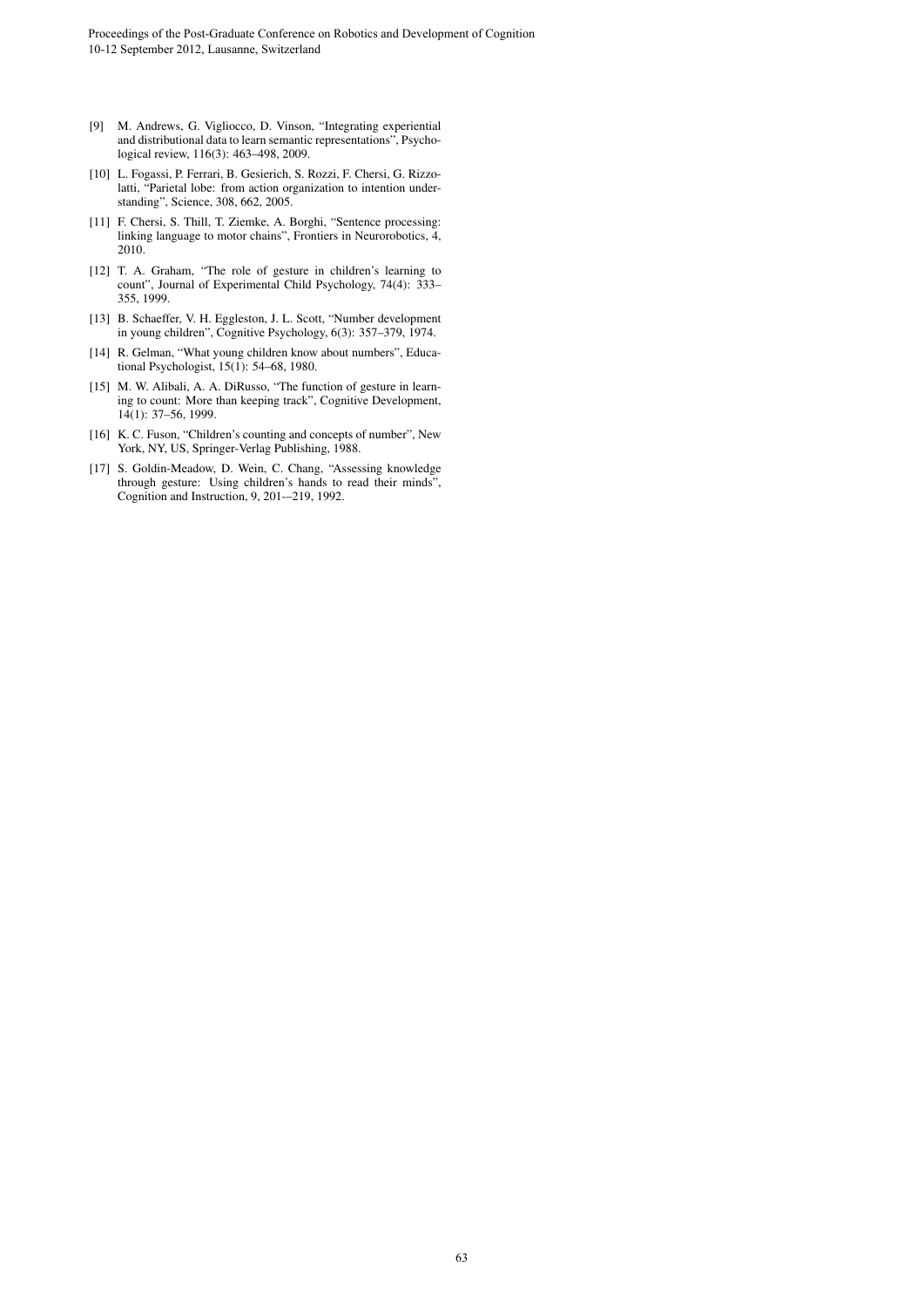[9] M. Andrews, G. Vigliocco, D. Vinson, "Integrating experiential and distributional data to learn semantic representations", Psychological review, 116(3): 463–498, 2009.

[10] L. Fogassi, P. Ferrari, B. Gesierich, S. Rozzi, F. Chersi, G. Rizzolatti, "Parietal lobe: from action organization to intention understanding", Science, 308, 662, 2005.

[11] F. Chersi, S. Thill, T. Ziemke, A. Borghi, "Sentence processing: linking language to motor chains", Frontiers in Neurorobotics, 4, 2010.

[12] T. A. Graham, "The role of gesture in children's learning to count", Journal of Experimental Child Psychology, 74(4): 333–355, 1999.

[13] B. Schaeffer, V. H. Eggleston, J. L. Scott, "Number development in young children", Cognitive Psychology, 6(3): 357–379, 1974.

[14] R. Gelman, "What young children know about numbers", Educational Psychologist, 15(1): 54–68, 1980.

[15] M. W. Alibali, A. A. DiRusso, "The function of gesture in learning to count: More than keeping track", Cognitive Development, 14(1): 37–56, 1999.

[16] K. C. Fuson, "Children's counting and concepts of number", New York, NY, US, Springer-Verlag Publishing, 1988.

[17] S. Goldin-Meadow, D. Wein, C. Chang, "Assessing knowledge through gesture: Using children's hands to read their minds", Cognition and Instruction, 9, 201-–219, 1992.